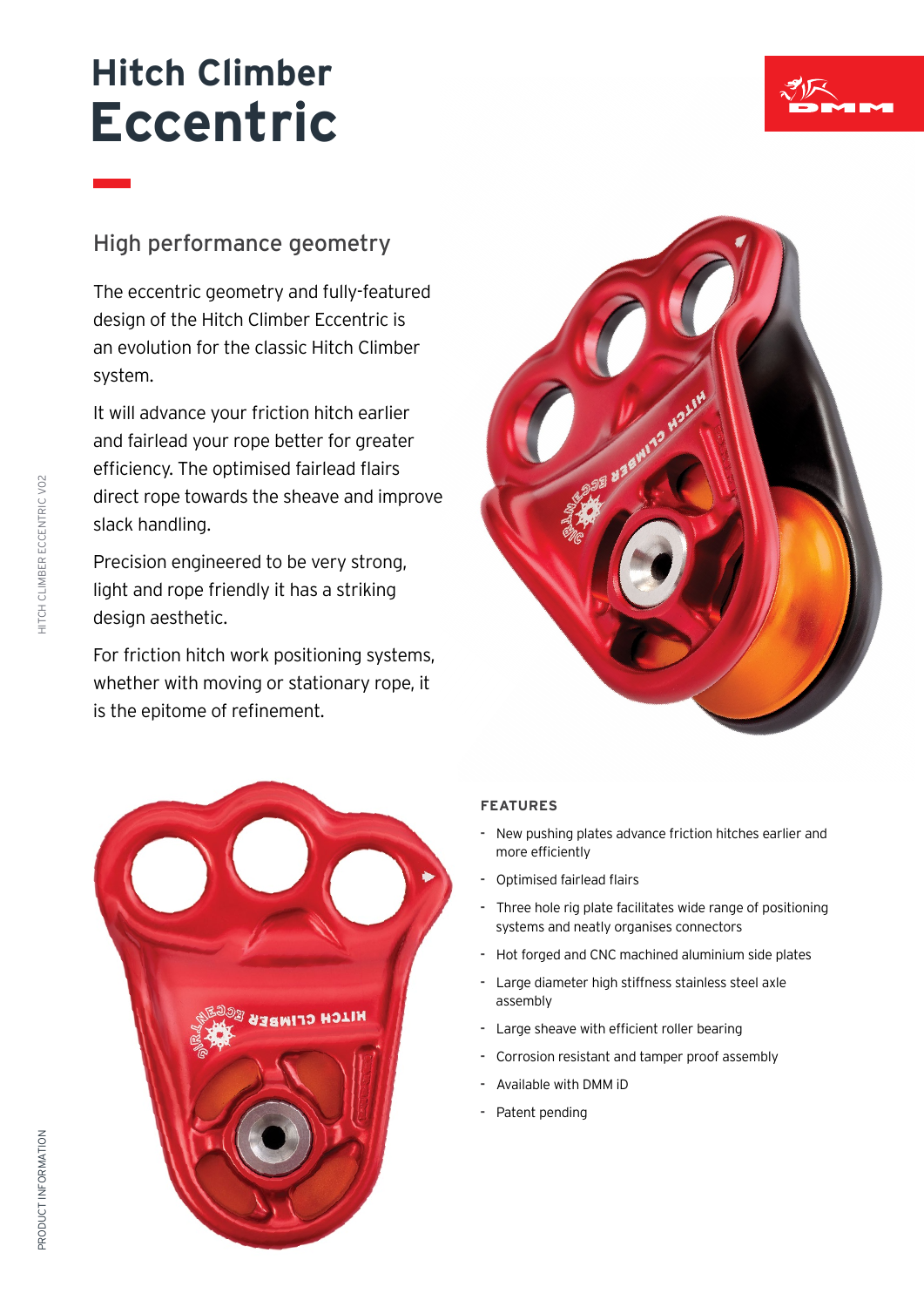# Hitch Climber Eccentric

## High performance geometry

The eccentric geometry and fully-featured design of the Hitch Climber Eccentric is an evolution for the classic Hitch Climber system.

It will advance your friction hitch earlier and fairlead your rope better for greater efficiency. The optimised fairlead flairs direct rope towards the sheave and improve slack handling.

Precision engineered to be very strong, light and rope friendly it has a striking design aesthetic.

For friction hitch work positioning systems, whether with moving or stationary rope, it is the epitome of refinement.

### FEATURES

- New pushing plates advance friction hitches earlier and more efficiently
- Optimised fairlead flairs
- Three hole rig plate facilitates wide range of positioning systems and neatly organises connectors
- Hot forged and CNC machined aluminium side plates
- Large diameter high stiffness stainless steel axle assembly
- Large sheave with efficient roller bearing
- Corrosion resistant and tamper proof assembly
- Available with DMM iD
- Patent pending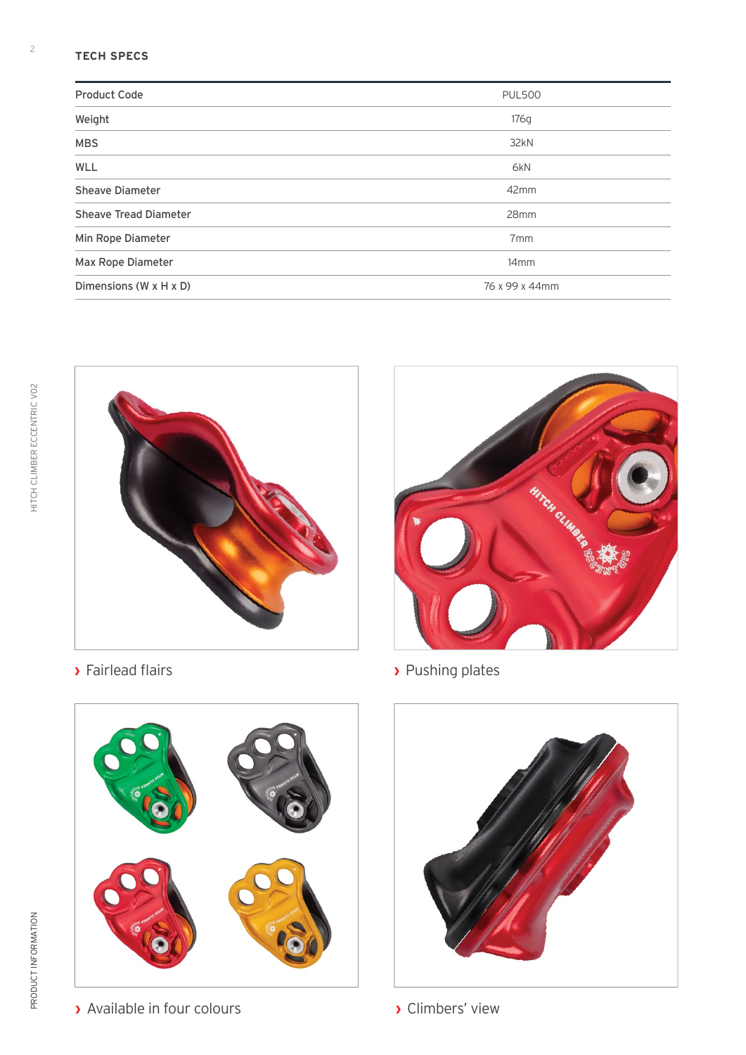## TECH SPECS

| | |
|---|---|
| Product Code | PUL500 |
| Weight | 176g |
| MBS | 32kN |
| WLL | 6kN |
| Sheave Diameter | 42mm |
| Sheave Tread Diameter | 28mm |
| Min Rope Diameter | 7mm |
| Max Rope Diameter | 14mm |
| Dimensions (W x H x D) | 76 x 99 x 44mm |

› Fairlead flairs

› Pushing plates

› Available in four colours

› Climbers' view